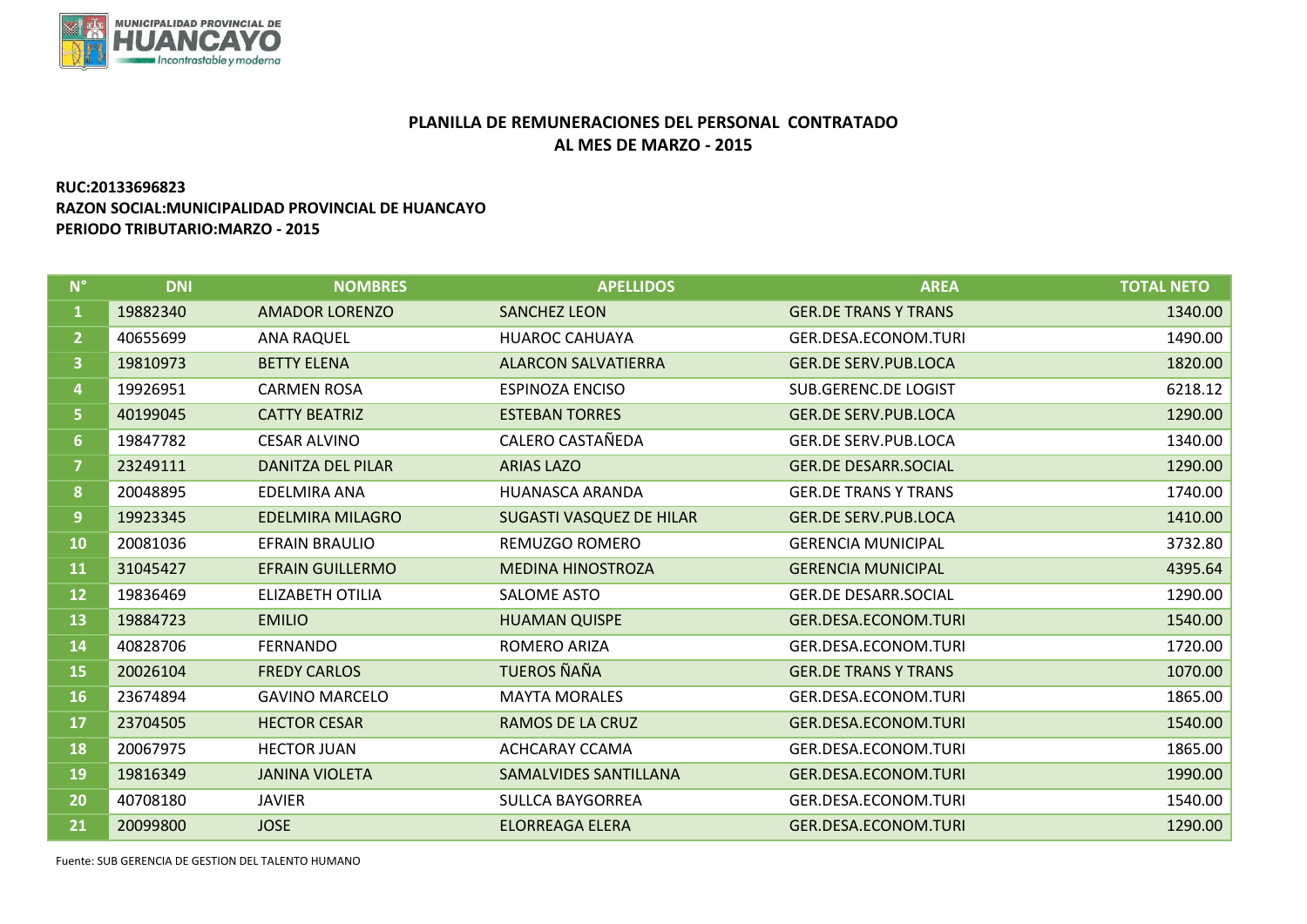**MUNICIPALIDAD PROVINCIAL DE HUANCAYO**
*Incontrastable y moderna*

## PLANILLA DE REMUNERACIONES DEL PERSONAL CONTRATADO
## AL MES DE MARZO - 2015

**RUC:20133696823**
**RAZON SOCIAL:MUNICIPALIDAD PROVINCIAL DE HUANCAYO**
**PERIODO TRIBUTARIO:MARZO - 2015**

| N° | DNI | NOMBRES | APELLIDOS | AREA | TOTAL NETO |
|---|---|---|---|---|---|
| 1 | 19882340 | AMADOR LORENZO | SANCHEZ LEON | GER.DE TRANS Y TRANS | 1340.00 |
| 2 | 40655699 | ANA RAQUEL | HUAROC CAHUAYA | GER.DESA.ECONOM.TURI | 1490.00 |
| 3 | 19810973 | BETTY ELENA | ALARCON SALVATIERRA | GER.DE SERV.PUB.LOCA | 1820.00 |
| 4 | 19926951 | CARMEN ROSA | ESPINOZA ENCISO | SUB.GERENC.DE LOGIST | 6218.12 |
| 5 | 40199045 | CATTY BEATRIZ | ESTEBAN TORRES | GER.DE SERV.PUB.LOCA | 1290.00 |
| 6 | 19847782 | CESAR ALVINO | CALERO CASTAÑEDA | GER.DE SERV.PUB.LOCA | 1340.00 |
| 7 | 23249111 | DANITZA DEL PILAR | ARIAS LAZO | GER.DE DESARR.SOCIAL | 1290.00 |
| 8 | 20048895 | EDELMIRA ANA | HUANASCA ARANDA | GER.DE TRANS Y TRANS | 1740.00 |
| 9 | 19923345 | EDELMIRA MILAGRO | SUGASTI VASQUEZ DE HILAR | GER.DE SERV.PUB.LOCA | 1410.00 |
| 10 | 20081036 | EFRAIN BRAULIO | REMUZGO ROMERO | GERENCIA MUNICIPAL | 3732.80 |
| 11 | 31045427 | EFRAIN GUILLERMO | MEDINA HINOSTROZA | GERENCIA MUNICIPAL | 4395.64 |
| 12 | 19836469 | ELIZABETH OTILIA | SALOME ASTO | GER.DE DESARR.SOCIAL | 1290.00 |
| 13 | 19884723 | EMILIO | HUAMAN QUISPE | GER.DESA.ECONOM.TURI | 1540.00 |
| 14 | 40828706 | FERNANDO | ROMERO ARIZA | GER.DESA.ECONOM.TURI | 1720.00 |
| 15 | 20026104 | FREDY CARLOS | TUEROS ÑAÑA | GER.DE TRANS Y TRANS | 1070.00 |
| 16 | 23674894 | GAVINO MARCELO | MAYTA MORALES | GER.DESA.ECONOM.TURI | 1865.00 |
| 17 | 23704505 | HECTOR CESAR | RAMOS DE LA CRUZ | GER.DESA.ECONOM.TURI | 1540.00 |
| 18 | 20067975 | HECTOR JUAN | ACHCARAY CCAMA | GER.DESA.ECONOM.TURI | 1865.00 |
| 19 | 19816349 | JANINA VIOLETA | SAMALVIDES SANTILLANA | GER.DESA.ECONOM.TURI | 1990.00 |
| 20 | 40708180 | JAVIER | SULLCA BAYGORREA | GER.DESA.ECONOM.TURI | 1540.00 |
| 21 | 20099800 | JOSE | ELORREAGA ELERA | GER.DESA.ECONOM.TURI | 1290.00 |

Fuente: SUB GERENCIA DE GESTION DEL TALENTO HUMANO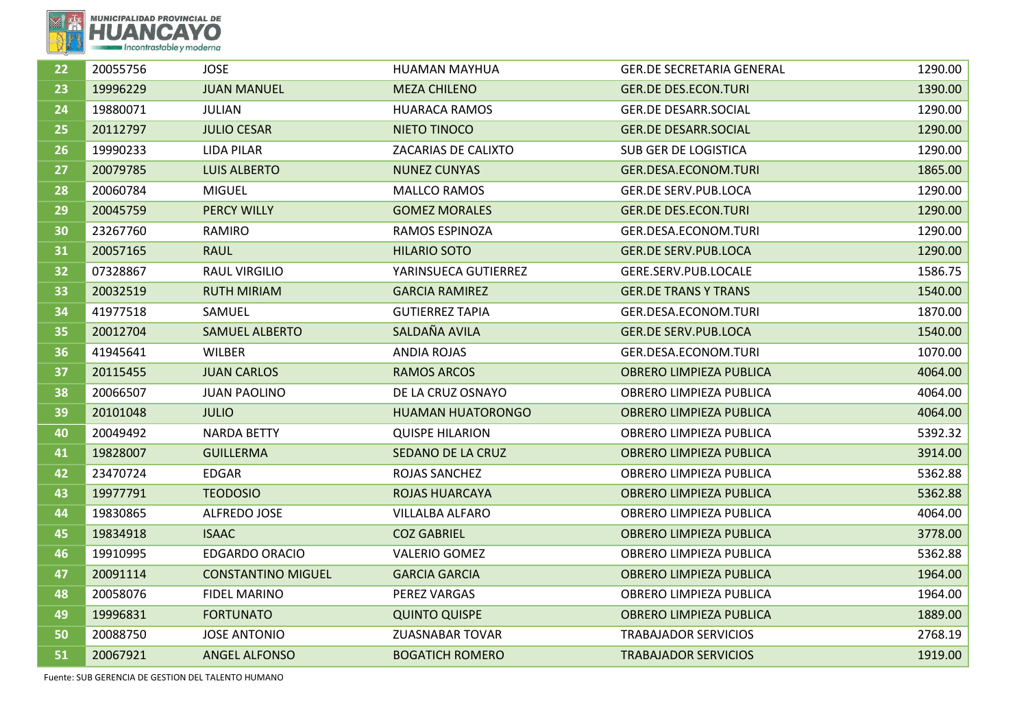| 22 | 20055756 | JOSE | HUAMAN MAYHUA | GER.DE SECRETARIA GENERAL | 1290.00 |
|---|---|---|---|---|---|
| 23 | 19996229 | JUAN MANUEL | MEZA CHILENO | GER.DE DES.ECON.TURI | 1390.00 |
| 24 | 19880071 | JULIAN | HUARACA RAMOS | GER.DE DESARR.SOCIAL | 1290.00 |
| 25 | 20112797 | JULIO CESAR | NIETO TINOCO | GER.DE DESARR.SOCIAL | 1290.00 |
| 26 | 19990233 | LIDA PILAR | ZACARIAS DE CALIXTO | SUB GER DE LOGISTICA | 1290.00 |
| 27 | 20079785 | LUIS ALBERTO | NUNEZ CUNYAS | GER.DESA.ECONOM.TURI | 1865.00 |
| 28 | 20060784 | MIGUEL | MALLCO RAMOS | GER.DE SERV.PUB.LOCA | 1290.00 |
| 29 | 20045759 | PERCY WILLY | GOMEZ MORALES | GER.DE DES.ECON.TURI | 1290.00 |
| 30 | 23267760 | RAMIRO | RAMOS ESPINOZA | GER.DESA.ECONOM.TURI | 1290.00 |
| 31 | 20057165 | RAUL | HILARIO SOTO | GER.DE SERV.PUB.LOCA | 1290.00 |
| 32 | 07328867 | RAUL VIRGILIO | YARINSUECA GUTIERREZ | GERE.SERV.PUB.LOCALE | 1586.75 |
| 33 | 20032519 | RUTH MIRIAM | GARCIA RAMIREZ | GER.DE TRANS Y TRANS | 1540.00 |
| 34 | 41977518 | SAMUEL | GUTIERREZ TAPIA | GER.DESA.ECONOM.TURI | 1870.00 |
| 35 | 20012704 | SAMUEL ALBERTO | SALDAÑA AVILA | GER.DE SERV.PUB.LOCA | 1540.00 |
| 36 | 41945641 | WILBER | ANDIA ROJAS | GER.DESA.ECONOM.TURI | 1070.00 |
| 37 | 20115455 | JUAN CARLOS | RAMOS ARCOS | OBRERO LIMPIEZA PUBLICA | 4064.00 |
| 38 | 20066507 | JUAN PAOLINO | DE LA CRUZ OSNAYO | OBRERO LIMPIEZA PUBLICA | 4064.00 |
| 39 | 20101048 | JULIO | HUAMAN HUATORONGO | OBRERO LIMPIEZA PUBLICA | 4064.00 |
| 40 | 20049492 | NARDA BETTY | QUISPE HILARION | OBRERO LIMPIEZA PUBLICA | 5392.32 |
| 41 | 19828007 | GUILLERMA | SEDANO DE LA CRUZ | OBRERO LIMPIEZA PUBLICA | 3914.00 |
| 42 | 23470724 | EDGAR | ROJAS SANCHEZ | OBRERO LIMPIEZA PUBLICA | 5362.88 |
| 43 | 19977791 | TEODOSIO | ROJAS HUARCAYA | OBRERO LIMPIEZA PUBLICA | 5362.88 |
| 44 | 19830865 | ALFREDO JOSE | VILLALBA ALFARO | OBRERO LIMPIEZA PUBLICA | 4064.00 |
| 45 | 19834918 | ISAAC | COZ GABRIEL | OBRERO LIMPIEZA PUBLICA | 3778.00 |
| 46 | 19910995 | EDGARDO ORACIO | VALERIO GOMEZ | OBRERO LIMPIEZA PUBLICA | 5362.88 |
| 47 | 20091114 | CONSTANTINO MIGUEL | GARCIA GARCIA | OBRERO LIMPIEZA PUBLICA | 1964.00 |
| 48 | 20058076 | FIDEL MARINO | PEREZ VARGAS | OBRERO LIMPIEZA PUBLICA | 1964.00 |
| 49 | 19996831 | FORTUNATO | QUINTO QUISPE | OBRERO LIMPIEZA PUBLICA | 1889.00 |
| 50 | 20088750 | JOSE ANTONIO | ZUASNABAR TOVAR | TRABAJADOR SERVICIOS | 2768.19 |
| 51 | 20067921 | ANGEL ALFONSO | BOGATICH ROMERO | TRABAJADOR SERVICIOS | 1919.00 |

Fuente: SUB GERENCIA DE GESTION DEL TALENTO HUMANO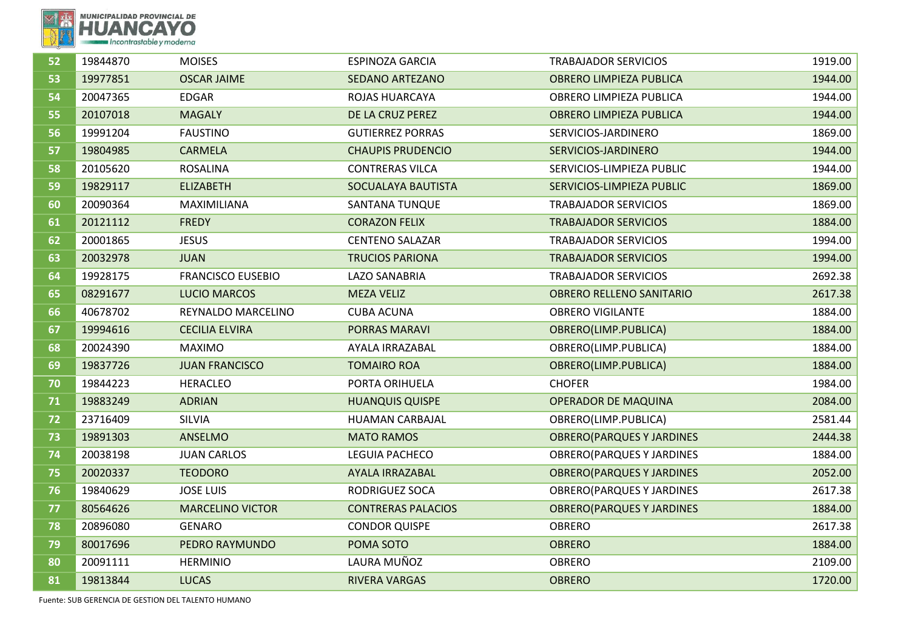| 52 | 19844870 | MOISES | ESPINOZA GARCIA | TRABAJADOR SERVICIOS | 1919.00 |
|---|---|---|---|---|---|
| 53 | 19977851 | OSCAR JAIME | SEDANO ARTEZANO | OBRERO LIMPIEZA PUBLICA | 1944.00 |
| 54 | 20047365 | EDGAR | ROJAS HUARCAYA | OBRERO LIMPIEZA PUBLICA | 1944.00 |
| 55 | 20107018 | MAGALY | DE LA CRUZ PEREZ | OBRERO LIMPIEZA PUBLICA | 1944.00 |
| 56 | 19991204 | FAUSTINO | GUTIERREZ PORRAS | SERVICIOS-JARDINERO | 1869.00 |
| 57 | 19804985 | CARMELA | CHAUPIS PRUDENCIO | SERVICIOS-JARDINERO | 1944.00 |
| 58 | 20105620 | ROSALINA | CONTRERAS VILCA | SERVICIOS-LIMPIEZA PUBLIC | 1944.00 |
| 59 | 19829117 | ELIZABETH | SOCUALAYA BAUTISTA | SERVICIOS-LIMPIEZA PUBLIC | 1869.00 |
| 60 | 20090364 | MAXIMILIANA | SANTANA TUNQUE | TRABAJADOR SERVICIOS | 1869.00 |
| 61 | 20121112 | FREDY | CORAZON FELIX | TRABAJADOR SERVICIOS | 1884.00 |
| 62 | 20001865 | JESUS | CENTENO SALAZAR | TRABAJADOR SERVICIOS | 1994.00 |
| 63 | 20032978 | JUAN | TRUCIOS PARIONA | TRABAJADOR SERVICIOS | 1994.00 |
| 64 | 19928175 | FRANCISCO EUSEBIO | LAZO SANABRIA | TRABAJADOR SERVICIOS | 2692.38 |
| 65 | 08291677 | LUCIO MARCOS | MEZA VELIZ | OBRERO RELLENO SANITARIO | 2617.38 |
| 66 | 40678702 | REYNALDO MARCELINO | CUBA ACUNA | OBRERO VIGILANTE | 1884.00 |
| 67 | 19994616 | CECILIA ELVIRA | PORRAS MARAVI | OBRERO(LIMP.PUBLICA) | 1884.00 |
| 68 | 20024390 | MAXIMO | AYALA IRRAZABAL | OBRERO(LIMP.PUBLICA) | 1884.00 |
| 69 | 19837726 | JUAN FRANCISCO | TOMAIRO ROA | OBRERO(LIMP.PUBLICA) | 1884.00 |
| 70 | 19844223 | HERACLEO | PORTA ORIHUELA | CHOFER | 1984.00 |
| 71 | 19883249 | ADRIAN | HUANQUIS QUISPE | OPERADOR DE MAQUINA | 2084.00 |
| 72 | 23716409 | SILVIA | HUAMAN CARBAJAL | OBRERO(LIMP.PUBLICA) | 2581.44 |
| 73 | 19891303 | ANSELMO | MATO RAMOS | OBRERO(PARQUES Y JARDINES | 2444.38 |
| 74 | 20038198 | JUAN CARLOS | LEGUIA PACHECO | OBRERO(PARQUES Y JARDINES | 1884.00 |
| 75 | 20020337 | TEODORO | AYALA IRRAZABAL | OBRERO(PARQUES Y JARDINES | 2052.00 |
| 76 | 19840629 | JOSE LUIS | RODRIGUEZ SOCA | OBRERO(PARQUES Y JARDINES | 2617.38 |
| 77 | 80564626 | MARCELINO VICTOR | CONTRERAS PALACIOS | OBRERO(PARQUES Y JARDINES | 1884.00 |
| 78 | 20896080 | GENARO | CONDOR QUISPE | OBRERO | 2617.38 |
| 79 | 80017696 | PEDRO RAYMUNDO | POMA SOTO | OBRERO | 1884.00 |
| 80 | 20091111 | HERMINIO | LAURA MUÑOZ | OBRERO | 2109.00 |
| 81 | 19813844 | LUCAS | RIVERA VARGAS | OBRERO | 1720.00 |

Fuente: SUB GERENCIA DE GESTION DEL TALENTO HUMANO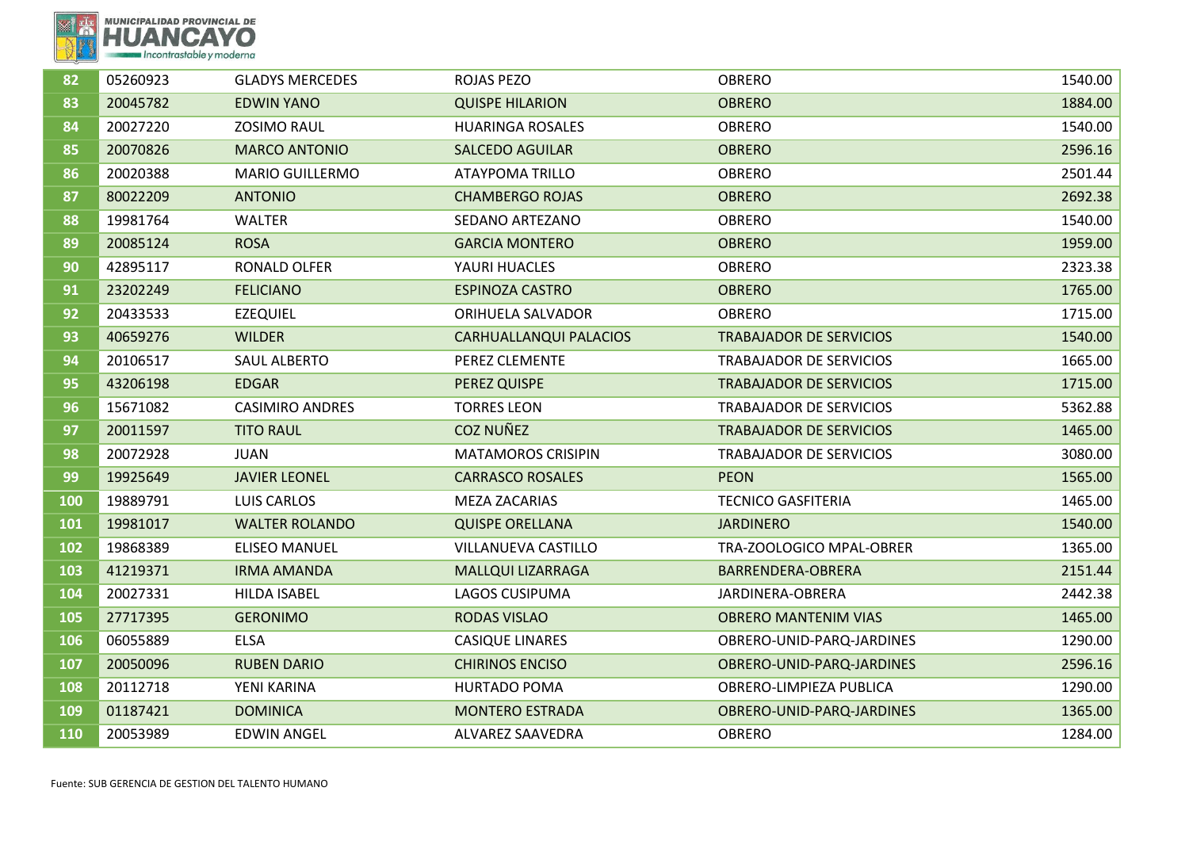| | | | | | |
|---|---|---|---|---|---|
| 82 | 05260923 | GLADYS MERCEDES | ROJAS PEZO | OBRERO | 1540.00 |
| 83 | 20045782 | EDWIN YANO | QUISPE HILARION | OBRERO | 1884.00 |
| 84 | 20027220 | ZOSIMO RAUL | HUARINGA ROSALES | OBRERO | 1540.00 |
| 85 | 20070826 | MARCO ANTONIO | SALCEDO AGUILAR | OBRERO | 2596.16 |
| 86 | 20020388 | MARIO GUILLERMO | ATAYPOMA TRILLO | OBRERO | 2501.44 |
| 87 | 80022209 | ANTONIO | CHAMBERGO ROJAS | OBRERO | 2692.38 |
| 88 | 19981764 | WALTER | SEDANO ARTEZANO | OBRERO | 1540.00 |
| 89 | 20085124 | ROSA | GARCIA MONTERO | OBRERO | 1959.00 |
| 90 | 42895117 | RONALD OLFER | YAURI HUACLES | OBRERO | 2323.38 |
| 91 | 23202249 | FELICIANO | ESPINOZA CASTRO | OBRERO | 1765.00 |
| 92 | 20433533 | EZEQUIEL | ORIHUELA SALVADOR | OBRERO | 1715.00 |
| 93 | 40659276 | WILDER | CARHUALLANQUI PALACIOS | TRABAJADOR DE SERVICIOS | 1540.00 |
| 94 | 20106517 | SAUL ALBERTO | PEREZ CLEMENTE | TRABAJADOR DE SERVICIOS | 1665.00 |
| 95 | 43206198 | EDGAR | PEREZ QUISPE | TRABAJADOR DE SERVICIOS | 1715.00 |
| 96 | 15671082 | CASIMIRO ANDRES | TORRES LEON | TRABAJADOR DE SERVICIOS | 5362.88 |
| 97 | 20011597 | TITO RAUL | COZ NUÑEZ | TRABAJADOR DE SERVICIOS | 1465.00 |
| 98 | 20072928 | JUAN | MATAMOROS CRISIPIN | TRABAJADOR DE SERVICIOS | 3080.00 |
| 99 | 19925649 | JAVIER LEONEL | CARRASCO ROSALES | PEON | 1565.00 |
| 100 | 19889791 | LUIS CARLOS | MEZA ZACARIAS | TECNICO GASFITERIA | 1465.00 |
| 101 | 19981017 | WALTER ROLANDO | QUISPE ORELLANA | JARDINERO | 1540.00 |
| 102 | 19868389 | ELISEO MANUEL | VILLANUEVA CASTILLO | TRA-ZOOLOGICO MPAL-OBRER | 1365.00 |
| 103 | 41219371 | IRMA AMANDA | MALLQUI LIZARRAGA | BARRENDERA-OBRERA | 2151.44 |
| 104 | 20027331 | HILDA ISABEL | LAGOS CUSIPUMA | JARDINERA-OBRERA | 2442.38 |
| 105 | 27717395 | GERONIMO | RODAS VISLAO | OBRERO MANTENIM VIAS | 1465.00 |
| 106 | 06055889 | ELSA | CASIQUE LINARES | OBRERO-UNID-PARQ-JARDINES | 1290.00 |
| 107 | 20050096 | RUBEN DARIO | CHIRINOS ENCISO | OBRERO-UNID-PARQ-JARDINES | 2596.16 |
| 108 | 20112718 | YENI KARINA | HURTADO POMA | OBRERO-LIMPIEZA PUBLICA | 1290.00 |
| 109 | 01187421 | DOMINICA | MONTERO ESTRADA | OBRERO-UNID-PARQ-JARDINES | 1365.00 |
| 110 | 20053989 | EDWIN ANGEL | ALVAREZ SAAVEDRA | OBRERO | 1284.00 |

Fuente: SUB GERENCIA DE GESTION DEL TALENTO HUMANO